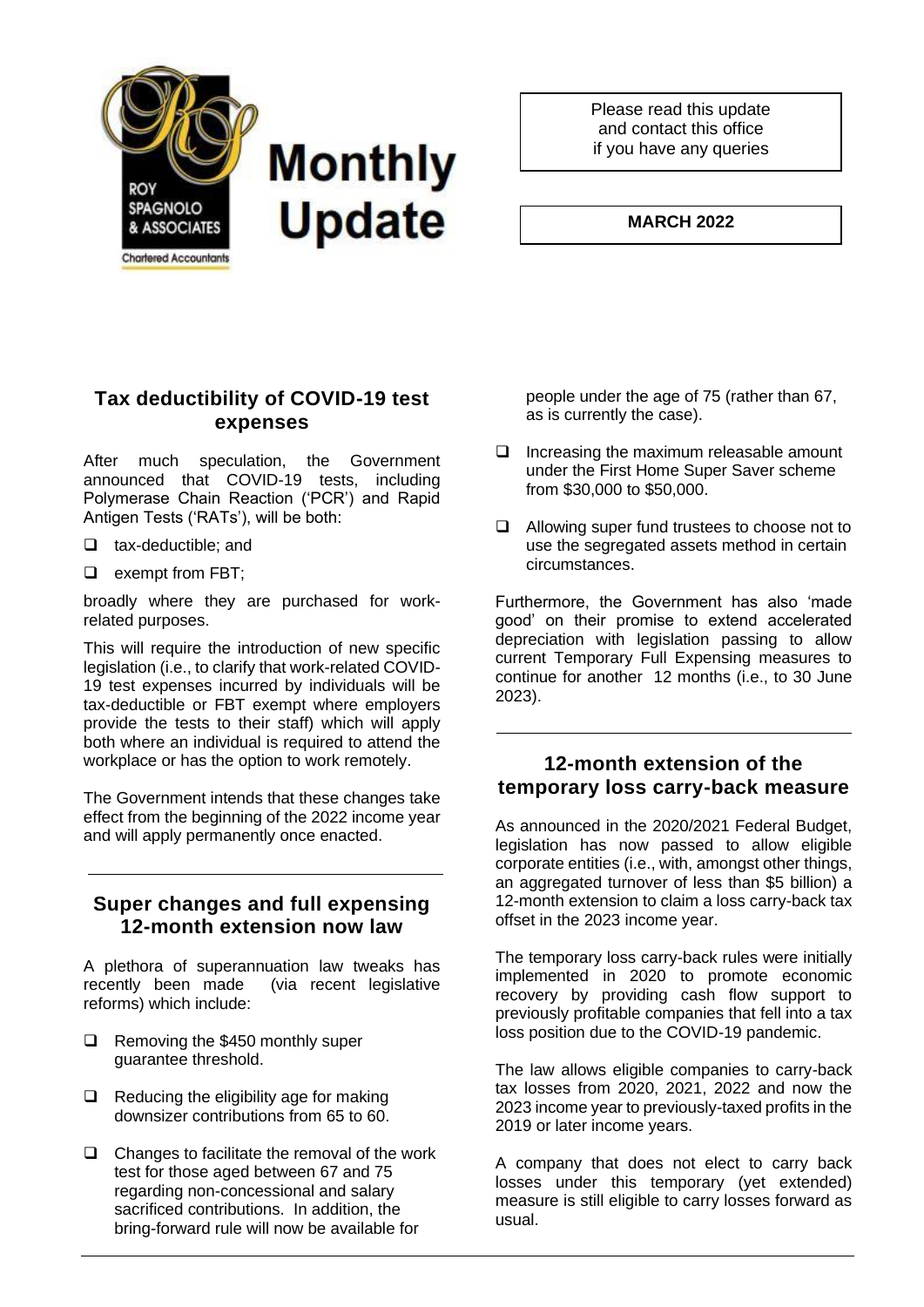Roy Spagnolo & Associates

Chartered Accountants

# Monthly Update

Please read this update and contact this office if you have any queries

**MARCH 2022**

## Tax deductibility of COVID-19 test expenses

After much speculation, the Government announced that COVID-19 tests, including Polymerase Chain Reaction ('PCR') and Rapid Antigen Tests ('RATs'), will be both:

- tax-deductible; and
- exempt from FBT;

broadly where they are purchased for work-related purposes.

This will require the introduction of new specific legislation (i.e., to clarify that work-related COVID-19 test expenses incurred by individuals will be tax-deductible or FBT exempt where employers provide the tests to their staff) which will apply both where an individual is required to attend the workplace or has the option to work remotely.

The Government intends that these changes take effect from the beginning of the 2022 income year and will apply permanently once enacted.

## Super changes and full expensing 12-month extension now law

A plethora of superannuation law tweaks has recently been made (via recent legislative reforms) which include:

- Removing the $450 monthly super guarantee threshold.
- Reducing the eligibility age for making downsizer contributions from 65 to 60.
- Changes to facilitate the removal of the work test for those aged between 67 and 75 regarding non-concessional and salary sacrificed contributions. In addition, the bring-forward rule will now be available for people under the age of 75 (rather than 67, as is currently the case).
- Increasing the maximum releasable amount under the First Home Super Saver scheme from $30,000 to $50,000.
- Allowing super fund trustees to choose not to use the segregated assets method in certain circumstances.

Furthermore, the Government has also 'made good' on their promise to extend accelerated depreciation with legislation passing to allow current Temporary Full Expensing measures to continue for another 12 months (i.e., to 30 June 2023).

## 12-month extension of the temporary loss carry-back measure

As announced in the 2020/2021 Federal Budget, legislation has now passed to allow eligible corporate entities (i.e., with, amongst other things, an aggregated turnover of less than $5 billion) a 12-month extension to claim a loss carry-back tax offset in the 2023 income year.

The temporary loss carry-back rules were initially implemented in 2020 to promote economic recovery by providing cash flow support to previously profitable companies that fell into a tax loss position due to the COVID-19 pandemic.

The law allows eligible companies to carry-back tax losses from 2020, 2021, 2022 and now the 2023 income year to previously-taxed profits in the 2019 or later income years.

A company that does not elect to carry back losses under this temporary (yet extended) measure is still eligible to carry losses forward as usual.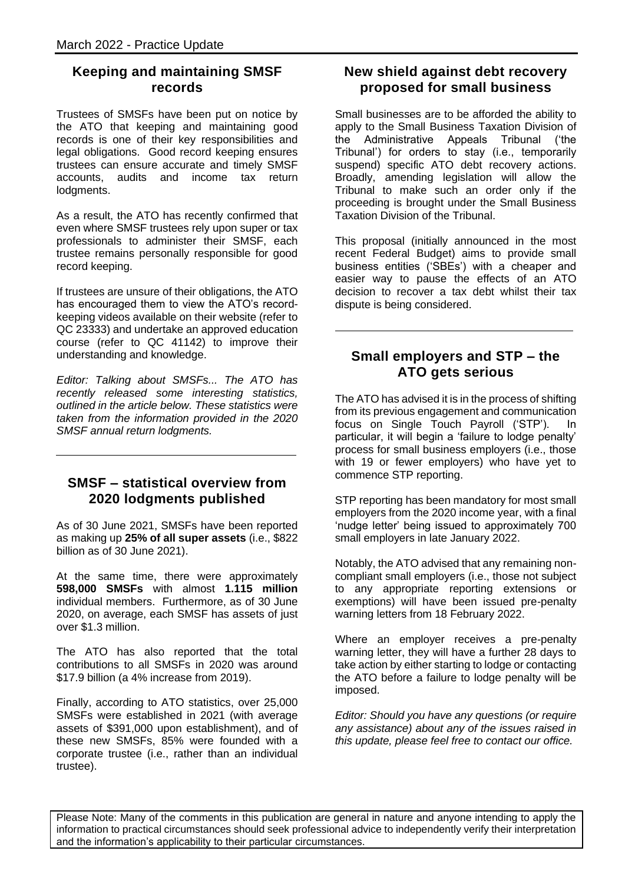## Keeping and maintaining SMSF records

Trustees of SMSFs have been put on notice by the ATO that keeping and maintaining good records is one of their key responsibilities and legal obligations. Good record keeping ensures trustees can ensure accurate and timely SMSF accounts, audits and income tax return lodgments.

As a result, the ATO has recently confirmed that even where SMSF trustees rely upon super or tax professionals to administer their SMSF, each trustee remains personally responsible for good record keeping.

If trustees are unsure of their obligations, the ATO has encouraged them to view the ATO's record-keeping videos available on their website (refer to QC 23333) and undertake an approved education course (refer to QC 41142) to improve their understanding and knowledge.

*Editor: Talking about SMSFs... The ATO has recently released some interesting statistics, outlined in the article below. These statistics were taken from the information provided in the 2020 SMSF annual return lodgments.*

## SMSF – statistical overview from 2020 lodgments published

As of 30 June 2021, SMSFs have been reported as making up **25% of all super assets** (i.e., $822 billion as of 30 June 2021).

At the same time, there were approximately **598,000 SMSFs** with almost **1.115 million** individual members. Furthermore, as of 30 June 2020, on average, each SMSF has assets of just over $1.3 million.

The ATO has also reported that the total contributions to all SMSFs in 2020 was around $17.9 billion (a 4% increase from 2019).

Finally, according to ATO statistics, over 25,000 SMSFs were established in 2021 (with average assets of $391,000 upon establishment), and of these new SMSFs, 85% were founded with a corporate trustee (i.e., rather than an individual trustee).

## New shield against debt recovery proposed for small business

Small businesses are to be afforded the ability to apply to the Small Business Taxation Division of the Administrative Appeals Tribunal ('the Tribunal') for orders to stay (i.e., temporarily suspend) specific ATO debt recovery actions. Broadly, amending legislation will allow the Tribunal to make such an order only if the proceeding is brought under the Small Business Taxation Division of the Tribunal.

This proposal (initially announced in the most recent Federal Budget) aims to provide small business entities ('SBEs') with a cheaper and easier way to pause the effects of an ATO decision to recover a tax debt whilst their tax dispute is being considered.

## Small employers and STP – the ATO gets serious

The ATO has advised it is in the process of shifting from its previous engagement and communication focus on Single Touch Payroll ('STP'). In particular, it will begin a 'failure to lodge penalty' process for small business employers (i.e., those with 19 or fewer employers) who have yet to commence STP reporting.

STP reporting has been mandatory for most small employers from the 2020 income year, with a final 'nudge letter' being issued to approximately 700 small employers in late January 2022.

Notably, the ATO advised that any remaining non-compliant small employers (i.e., those not subject to any appropriate reporting extensions or exemptions) will have been issued pre-penalty warning letters from 18 February 2022.

Where an employer receives a pre-penalty warning letter, they will have a further 28 days to take action by either starting to lodge or contacting the ATO before a failure to lodge penalty will be imposed.

*Editor: Should you have any questions (or require any assistance) about any of the issues raised in this update, please feel free to contact our office.*

Please Note: Many of the comments in this publication are general in nature and anyone intending to apply the information to practical circumstances should seek professional advice to independently verify their interpretation and the information's applicability to their particular circumstances.